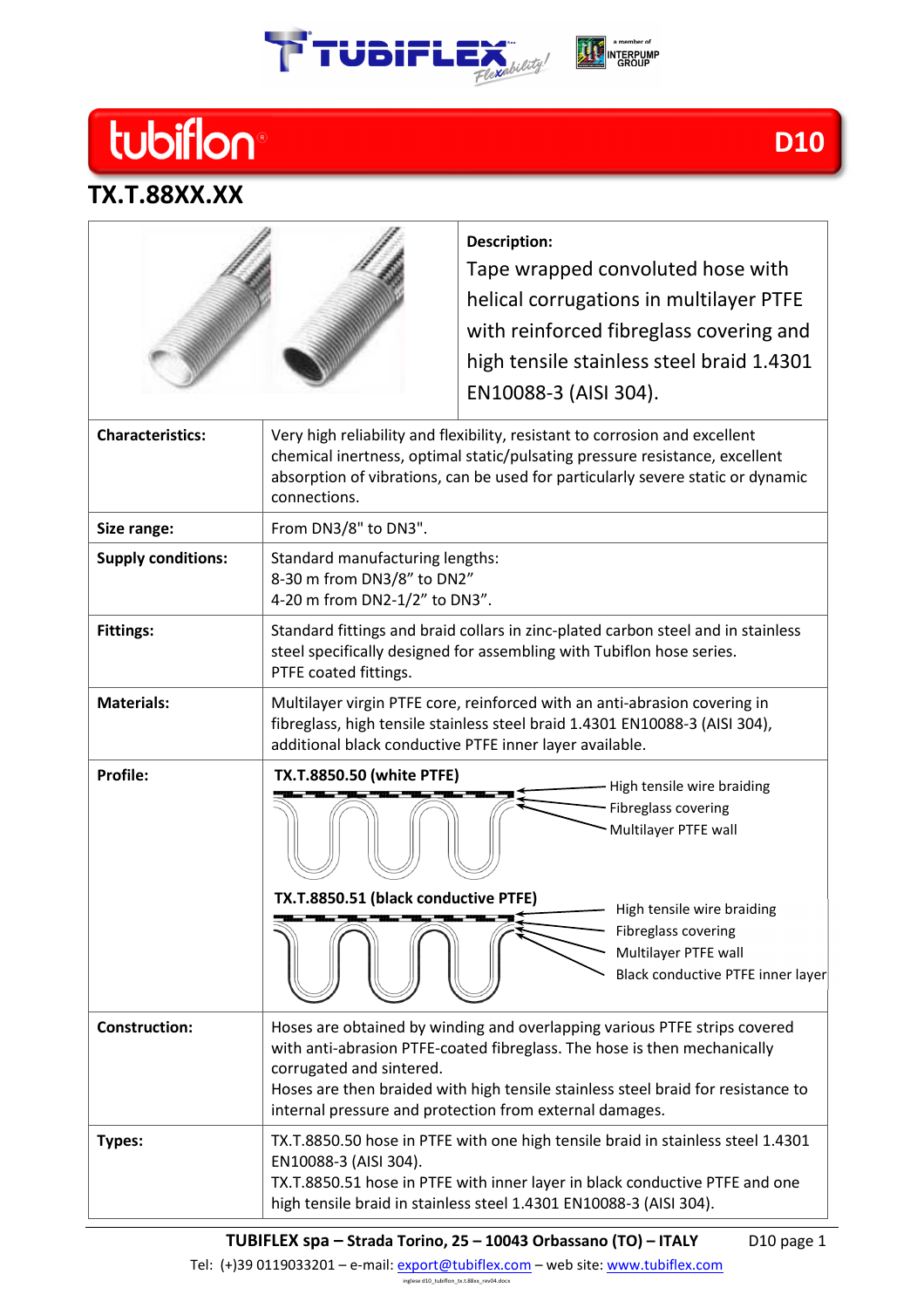# tubiflon®

**D10**

## TX.T.88XX.XX

| | |
|---|---|
| | **Description:** Tape wrapped convoluted hose with helical corrugations in multilayer PTFE with reinforced fibreglass covering and high tensile stainless steel braid 1.4301 EN10088-3 (AISI 304). |
| **Characteristics:** | Very high reliability and flexibility, resistant to corrosion and excellent chemical inertness, optimal static/pulsating pressure resistance, excellent absorption of vibrations, can be used for particularly severe static or dynamic connections. |
| **Size range:** | From DN3/8" to DN3". |
| **Supply conditions:** | Standard manufacturing lengths:<br>8-30 m from DN3/8" to DN2"<br>4-20 m from DN2-1/2" to DN3". |
| **Fittings:** | Standard fittings and braid collars in zinc-plated carbon steel and in stainless steel specifically designed for assembling with Tubiflon hose series.<br>PTFE coated fittings. |
| **Materials:** | Multilayer virgin PTFE core, reinforced with an anti-abrasion covering in fibreglass, high tensile stainless steel braid 1.4301 EN10088-3 (AISI 304), additional black conductive PTFE inner layer available. |
| **Profile:** | **TX.T.8850.50 (white PTFE)**<br>High tensile wire braiding<br>Fibreglass covering<br>Multilayer PTFE wall<br>**TX.T.8850.51 (black conductive PTFE)**<br>High tensile wire braiding<br>Fibreglass covering<br>Multilayer PTFE wall<br>Black conductive PTFE inner layer |
| **Construction:** | Hoses are obtained by winding and overlapping various PTFE strips covered with anti-abrasion PTFE-coated fibreglass. The hose is then mechanically corrugated and sintered.<br>Hoses are then braided with high tensile stainless steel braid for resistance to internal pressure and protection from external damages. |
| **Types:** | TX.T.8850.50 hose in PTFE with one high tensile braid in stainless steel 1.4301 EN10088-3 (AISI 304).<br>TX.T.8850.51 hose in PTFE with inner layer in black conductive PTFE and one high tensile braid in stainless steel 1.4301 EN10088-3 (AISI 304). |

**TUBIFLEX spa – Strada Torino, 25 – 10043 Orbassano (TO) – ITALY**
Tel: (+)39 0119033201 – e-mail: export@tubiflex.com – web site: www.tubiflex.com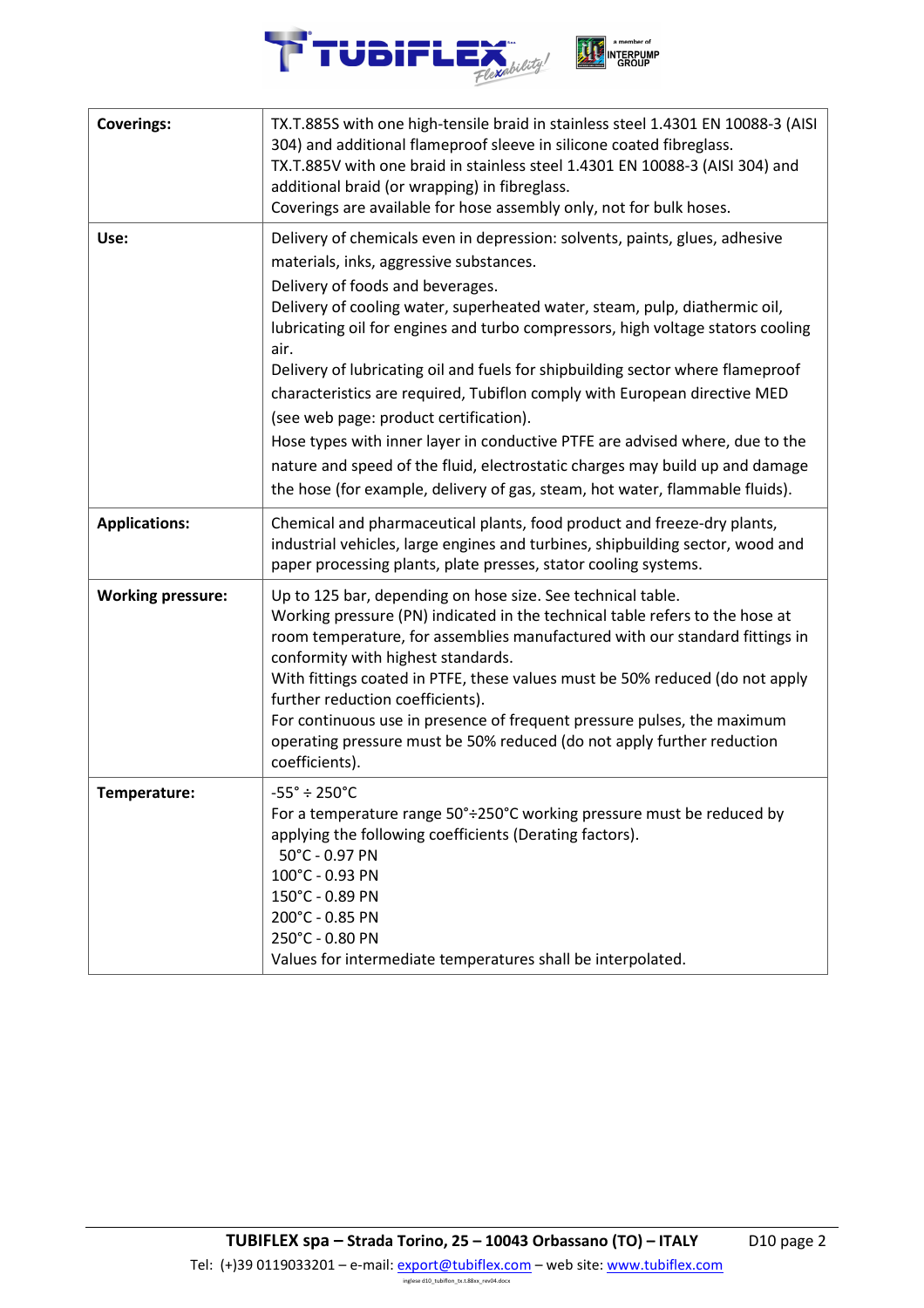| | |
|---|---|
| **Coverings:** | TX.T.885S with one high-tensile braid in stainless steel 1.4301 EN 10088-3 (AISI 304) and additional flameproof sleeve in silicone coated fibreglass.<br>TX.T.885V with one braid in stainless steel 1.4301 EN 10088-3 (AISI 304) and additional braid (or wrapping) in fibreglass.<br>Coverings are available for hose assembly only, not for bulk hoses. |
| **Use:** | Delivery of chemicals even in depression: solvents, paints, glues, adhesive materials, inks, aggressive substances.<br>Delivery of foods and beverages.<br>Delivery of cooling water, superheated water, steam, pulp, diathermic oil, lubricating oil for engines and turbo compressors, high voltage stators cooling air.<br>Delivery of lubricating oil and fuels for shipbuilding sector where flameproof characteristics are required, Tubiflon comply with European directive MED (see web page: product certification).<br>Hose types with inner layer in conductive PTFE are advised where, due to the nature and speed of the fluid, electrostatic charges may build up and damage the hose (for example, delivery of gas, steam, hot water, flammable fluids). |
| **Applications:** | Chemical and pharmaceutical plants, food product and freeze-dry plants, industrial vehicles, large engines and turbines, shipbuilding sector, wood and paper processing plants, plate presses, stator cooling systems. |
| **Working pressure:** | Up to 125 bar, depending on hose size. See technical table.<br>Working pressure (PN) indicated in the technical table refers to the hose at room temperature, for assemblies manufactured with our standard fittings in conformity with highest standards.<br>With fittings coated in PTFE, these values must be 50% reduced (do not apply further reduction coefficients).<br>For continuous use in presence of frequent pressure pulses, the maximum operating pressure must be 50% reduced (do not apply further reduction coefficients). |
| **Temperature:** | -55° ÷ 250°C<br>For a temperature range 50°÷250°C working pressure must be reduced by applying the following coefficients (Derating factors).<br>50°C - 0.97 PN<br>100°C - 0.93 PN<br>150°C - 0.89 PN<br>200°C - 0.85 PN<br>250°C - 0.80 PN<br>Values for intermediate temperatures shall be interpolated. |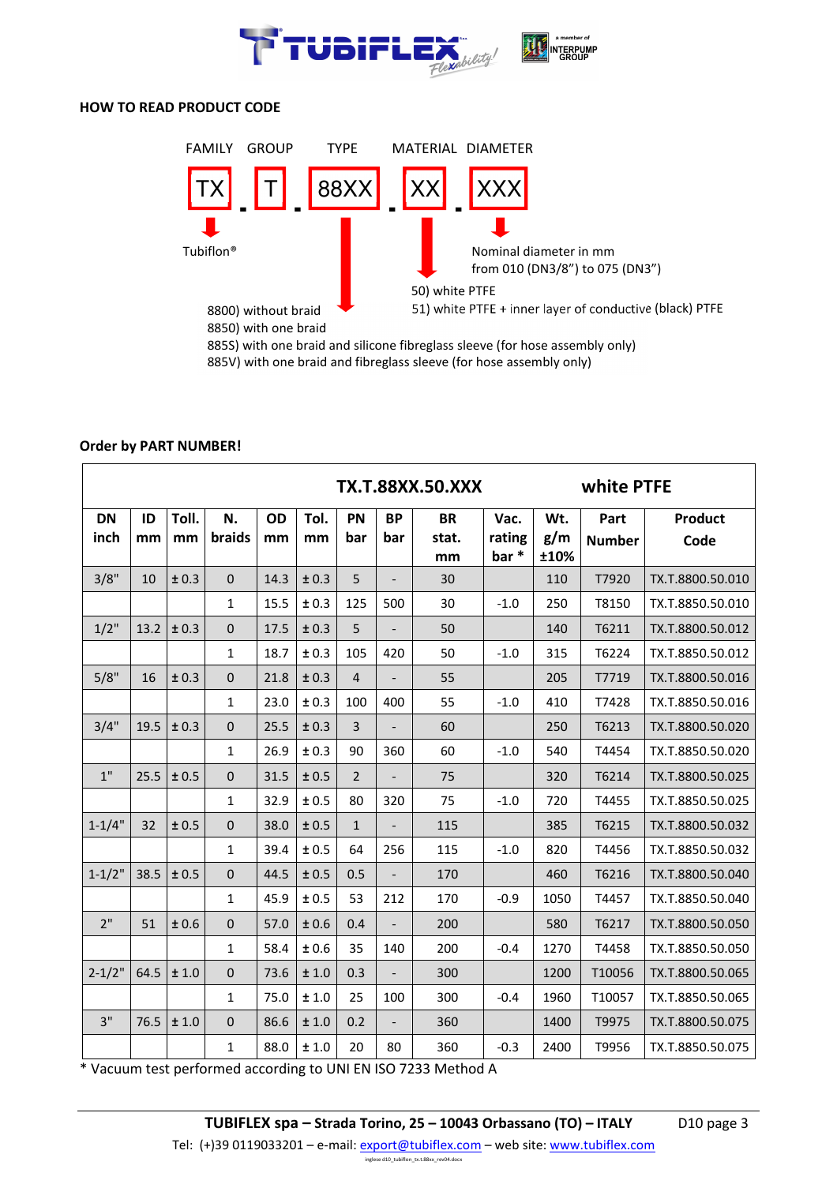## HOW TO READ PRODUCT CODE

| FAMILY | GROUP | TYPE | MATERIAL | DIAMETER |
|---|---|---|---|---|
| TX | T | 88XX | XX | XXX |

- **TX**: Tubiflon®
- **TYPE**:
  - 8800) without braid
  - 8850) with one braid
  - 885S) with one braid and silicone fibreglass sleeve (for hose assembly only)
  - 885V) with one braid and fibreglass sleeve (for hose assembly only)
- **MATERIAL**:
  - 50) white PTFE
  - 51) white PTFE + inner layer of conductive (black) PTFE
- **DIAMETER**: Nominal diameter in mm from 010 (DN3/8") to 075 (DN3")

## Order by PART NUMBER!

| TX.T.88XX.50.XXX | | | | | | | | | | | | white PTFE |
|---|---|---|---|---|---|---|---|---|---|---|---|---|
| DN inch | ID mm | Toll. mm | N. braids | OD mm | Tol. mm | PN bar | BP bar | BR stat. mm | Vac. rating bar * | Wt. g/m ±10% | Part Number | Product Code |
| 3/8" | 10 | ± 0.3 | 0 | 14.3 | ± 0.3 | 5 | - | 30 | | 110 | T7920 | TX.T.8800.50.010 |
| | | | 1 | 15.5 | ± 0.3 | 125 | 500 | 30 | -1.0 | 250 | T8150 | TX.T.8850.50.010 |
| 1/2" | 13.2 | ± 0.3 | 0 | 17.5 | ± 0.3 | 5 | - | 50 | | 140 | T6211 | TX.T.8800.50.012 |
| | | | 1 | 18.7 | ± 0.3 | 105 | 420 | 50 | -1.0 | 315 | T6224 | TX.T.8850.50.012 |
| 5/8" | 16 | ± 0.3 | 0 | 21.8 | ± 0.3 | 4 | - | 55 | | 205 | T7719 | TX.T.8800.50.016 |
| | | | 1 | 23.0 | ± 0.3 | 100 | 400 | 55 | -1.0 | 410 | T7428 | TX.T.8850.50.016 |
| 3/4" | 19.5 | ± 0.3 | 0 | 25.5 | ± 0.3 | 3 | - | 60 | | 250 | T6213 | TX.T.8800.50.020 |
| | | | 1 | 26.9 | ± 0.3 | 90 | 360 | 60 | -1.0 | 540 | T4454 | TX.T.8850.50.020 |
| 1" | 25.5 | ± 0.5 | 0 | 31.5 | ± 0.5 | 2 | - | 75 | | 320 | T6214 | TX.T.8800.50.025 |
| | | | 1 | 32.9 | ± 0.5 | 80 | 320 | 75 | -1.0 | 720 | T4455 | TX.T.8850.50.025 |
| 1-1/4" | 32 | ± 0.5 | 0 | 38.0 | ± 0.5 | 1 | - | 115 | | 385 | T6215 | TX.T.8800.50.032 |
| | | | 1 | 39.4 | ± 0.5 | 64 | 256 | 115 | -1.0 | 820 | T4456 | TX.T.8850.50.032 |
| 1-1/2" | 38.5 | ± 0.5 | 0 | 44.5 | ± 0.5 | 0.5 | - | 170 | | 460 | T6216 | TX.T.8800.50.040 |
| | | | 1 | 45.9 | ± 0.5 | 53 | 212 | 170 | -0.9 | 1050 | T4457 | TX.T.8850.50.040 |
| 2" | 51 | ± 0.6 | 0 | 57.0 | ± 0.6 | 0.4 | - | 200 | | 580 | T6217 | TX.T.8800.50.050 |
| | | | 1 | 58.4 | ± 0.6 | 35 | 140 | 200 | -0.4 | 1270 | T4458 | TX.T.8850.50.050 |
| 2-1/2" | 64.5 | ± 1.0 | 0 | 73.6 | ± 1.0 | 0.3 | - | 300 | | 1200 | T10056 | TX.T.8800.50.065 |
| | | | 1 | 75.0 | ± 1.0 | 25 | 100 | 300 | -0.4 | 1960 | T10057 | TX.T.8850.50.065 |
| 3" | 76.5 | ± 1.0 | 0 | 86.6 | ± 1.0 | 0.2 | - | 360 | | 1400 | T9975 | TX.T.8800.50.075 |
| | | | 1 | 88.0 | ± 1.0 | 20 | 80 | 360 | -0.3 | 2400 | T9956 | TX.T.8850.50.075 |

* Vacuum test performed according to UNI EN ISO 7233 Method A

**TUBIFLEX spa – Strada Torino, 25 – 10043 Orbassano (TO) – ITALY**

Tel: (+)39 0119033201 – e-mail: export@tubiflex.com – web site: www.tubiflex.com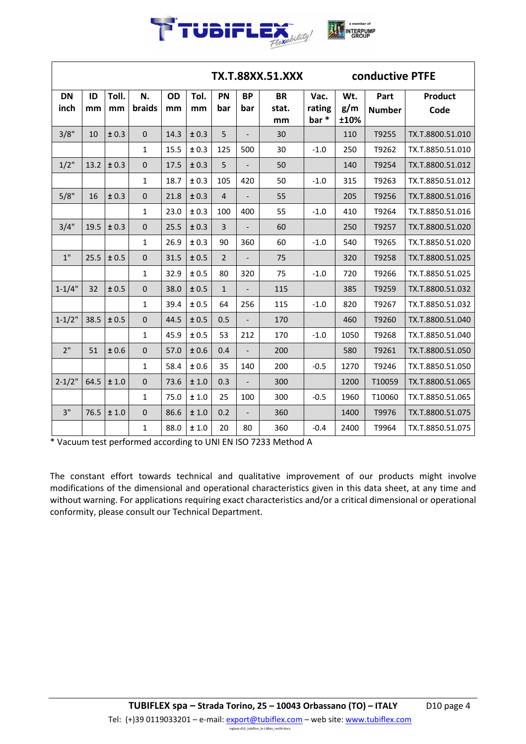| TX.T.88XX.51.XXX | | | | | | | | | conductive PTFE | | | |
|---|---|---|---|---|---|---|---|---|---|---|---|---|
| DN inch | ID mm | Toll. mm | N. braids | OD mm | Tol. mm | PN bar | BP bar | BR stat. mm | Vac. rating bar * | Wt. g/m ±10% | Part Number | Product Code |
| 3/8" | 10 | ± 0.3 | 0 | 14.3 | ± 0.3 | 5 | - | 30 | | 110 | T9255 | TX.T.8800.51.010 |
| | | | 1 | 15.5 | ± 0.3 | 125 | 500 | 30 | -1.0 | 250 | T9262 | TX.T.8850.51.010 |
| 1/2" | 13.2 | ± 0.3 | 0 | 17.5 | ± 0.3 | 5 | - | 50 | | 140 | T9254 | TX.T.8800.51.012 |
| | | | 1 | 18.7 | ± 0.3 | 105 | 420 | 50 | -1.0 | 315 | T9263 | TX.T.8850.51.012 |
| 5/8" | 16 | ± 0.3 | 0 | 21.8 | ± 0.3 | 4 | - | 55 | | 205 | T9256 | TX.T.8800.51.016 |
| | | | 1 | 23.0 | ± 0.3 | 100 | 400 | 55 | -1.0 | 410 | T9264 | TX.T.8850.51.016 |
| 3/4" | 19.5 | ± 0.3 | 0 | 25.5 | ± 0.3 | 3 | - | 60 | | 250 | T9257 | TX.T.8800.51.020 |
| | | | 1 | 26.9 | ± 0.3 | 90 | 360 | 60 | -1.0 | 540 | T9265 | TX.T.8850.51.020 |
| 1" | 25.5 | ± 0.5 | 0 | 31.5 | ± 0.5 | 2 | - | 75 | | 320 | T9258 | TX.T.8800.51.025 |
| | | | 1 | 32.9 | ± 0.5 | 80 | 320 | 75 | -1.0 | 720 | T9266 | TX.T.8850.51.025 |
| 1-1/4" | 32 | ± 0.5 | 0 | 38.0 | ± 0.5 | 1 | - | 115 | | 385 | T9259 | TX.T.8800.51.032 |
| | | | 1 | 39.4 | ± 0.5 | 64 | 256 | 115 | -1.0 | 820 | T9267 | TX.T.8850.51.032 |
| 1-1/2" | 38.5 | ± 0.5 | 0 | 44.5 | ± 0.5 | 0.5 | - | 170 | | 460 | T9260 | TX.T.8800.51.040 |
| | | | 1 | 45.9 | ± 0.5 | 53 | 212 | 170 | -1.0 | 1050 | T9268 | TX.T.8850.51.040 |
| 2" | 51 | ± 0.6 | 0 | 57.0 | ± 0.6 | 0.4 | - | 200 | | 580 | T9261 | TX.T.8800.51.050 |
| | | | 1 | 58.4 | ± 0.6 | 35 | 140 | 200 | -0.5 | 1270 | T9246 | TX.T.8850.51.050 |
| 2-1/2" | 64.5 | ± 1.0 | 0 | 73.6 | ± 1.0 | 0.3 | - | 300 | | 1200 | T10059 | TX.T.8800.51.065 |
| | | | 1 | 75.0 | ± 1.0 | 25 | 100 | 300 | -0.5 | 1960 | T10060 | TX.T.8850.51.065 |
| 3" | 76.5 | ± 1.0 | 0 | 86.6 | ± 1.0 | 0.2 | - | 360 | | 1400 | T9976 | TX.T.8800.51.075 |
| | | | 1 | 88.0 | ± 1.0 | 20 | 80 | 360 | -0.4 | 2400 | T9964 | TX.T.8850.51.075 |

* Vacuum test performed according to UNI EN ISO 7233 Method A

The constant effort towards technical and qualitative improvement of our products might involve modifications of the dimensional and operational characteristics given in this data sheet, at any time and without warning. For applications requiring exact characteristics and/or a critical dimensional or operational conformity, please consult our Technical Department.